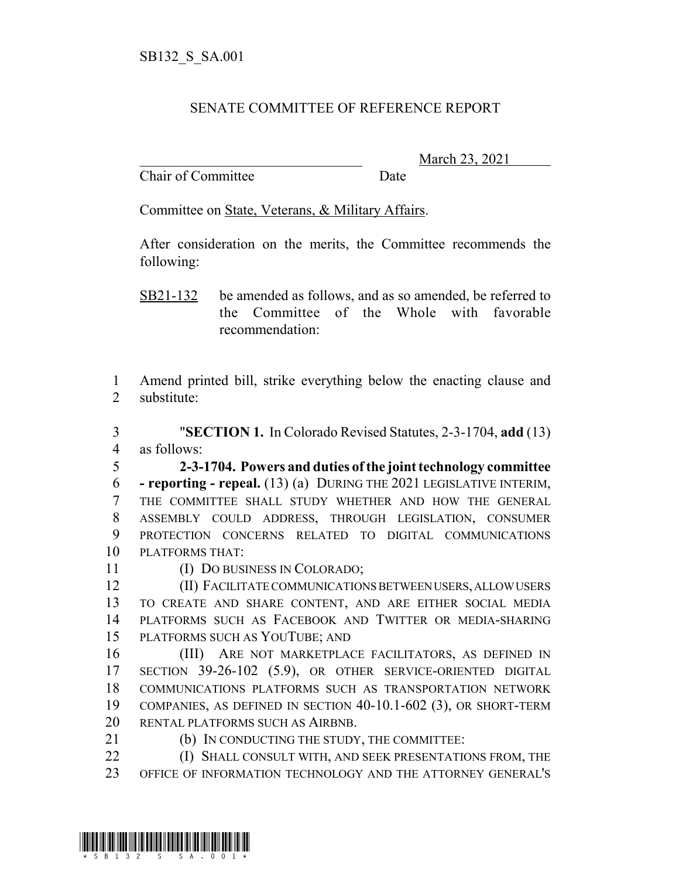SB132_S_SA.001

# SENATE COMMITTEE OF REFERENCE REPORT

_______________________________ March 23, 2021
Chair of Committee Date

Committee on State, Veterans, & Military Affairs.

After consideration on the merits, the Committee recommends the following:

SB21-132 be amended as follows, and as so amended, be referred to the Committee of the Whole with favorable recommendation:

1 Amend printed bill, strike everything below the enacting clause and
2 substitute:

3 "**SECTION 1.** In Colorado Revised Statutes, 2-3-1704, **add** (13)
4 as follows:

5 **2-3-1704. Powers and duties of the joint technology committee**
6 **- reporting - repeal.** (13) (a) DURING THE 2021 LEGISLATIVE INTERIM,
7 THE COMMITTEE SHALL STUDY WHETHER AND HOW THE GENERAL
8 ASSEMBLY COULD ADDRESS, THROUGH LEGISLATION, CONSUMER
9 PROTECTION CONCERNS RELATED TO DIGITAL COMMUNICATIONS
10 PLATFORMS THAT:

11 (I) DO BUSINESS IN COLORADO;

12 (II) FACILITATE COMMUNICATIONS BETWEEN USERS, ALLOW USERS
13 TO CREATE AND SHARE CONTENT, AND ARE EITHER SOCIAL MEDIA
14 PLATFORMS SUCH AS FACEBOOK AND TWITTER OR MEDIA-SHARING
15 PLATFORMS SUCH AS YOUTUBE; AND

16 (III) ARE NOT MARKETPLACE FACILITATORS, AS DEFINED IN
17 SECTION 39-26-102 (5.9), OR OTHER SERVICE-ORIENTED DIGITAL
18 COMMUNICATIONS PLATFORMS SUCH AS TRANSPORTATION NETWORK
19 COMPANIES, AS DEFINED IN SECTION 40-10.1-602 (3), OR SHORT-TERM
20 RENTAL PLATFORMS SUCH AS AIRBNB.

21 (b) IN CONDUCTING THE STUDY, THE COMMITTEE:

22 (I) SHALL CONSULT WITH, AND SEEK PRESENTATIONS FROM, THE
23 OFFICE OF INFORMATION TECHNOLOGY AND THE ATTORNEY GENERAL'S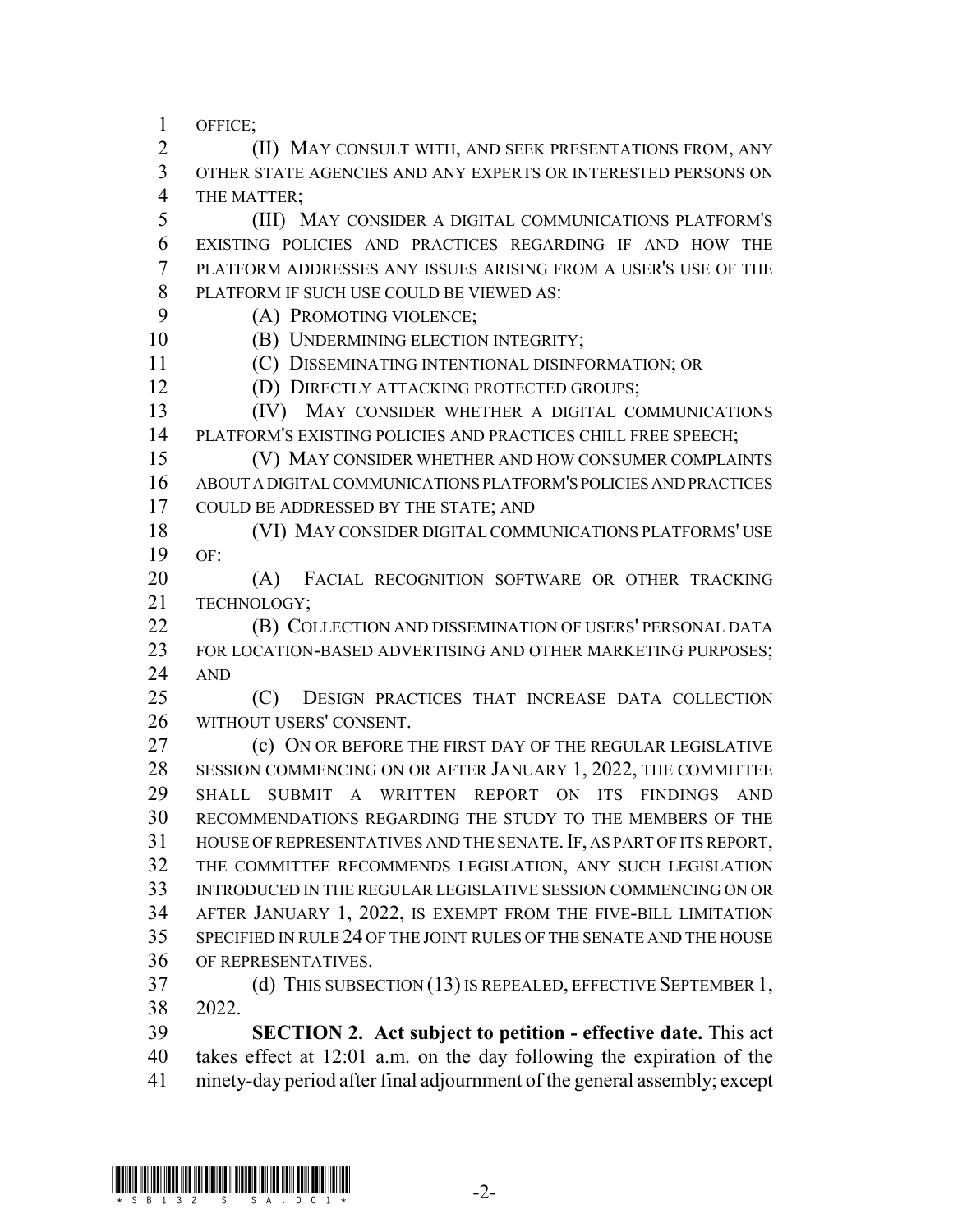OFFICE;

(II) MAY CONSULT WITH, AND SEEK PRESENTATIONS FROM, ANY OTHER STATE AGENCIES AND ANY EXPERTS OR INTERESTED PERSONS ON THE MATTER;

(III) MAY CONSIDER A DIGITAL COMMUNICATIONS PLATFORM'S EXISTING POLICIES AND PRACTICES REGARDING IF AND HOW THE PLATFORM ADDRESSES ANY ISSUES ARISING FROM A USER'S USE OF THE PLATFORM IF SUCH USE COULD BE VIEWED AS:

(A) PROMOTING VIOLENCE;

(B) UNDERMINING ELECTION INTEGRITY;

(C) DISSEMINATING INTENTIONAL DISINFORMATION; OR

(D) DIRECTLY ATTACKING PROTECTED GROUPS;

(IV) MAY CONSIDER WHETHER A DIGITAL COMMUNICATIONS PLATFORM'S EXISTING POLICIES AND PRACTICES CHILL FREE SPEECH;

(V) MAY CONSIDER WHETHER AND HOW CONSUMER COMPLAINTS ABOUT A DIGITAL COMMUNICATIONS PLATFORM'S POLICIES AND PRACTICES COULD BE ADDRESSED BY THE STATE; AND

(VI) MAY CONSIDER DIGITAL COMMUNICATIONS PLATFORMS' USE OF:

(A) FACIAL RECOGNITION SOFTWARE OR OTHER TRACKING TECHNOLOGY;

(B) COLLECTION AND DISSEMINATION OF USERS' PERSONAL DATA FOR LOCATION-BASED ADVERTISING AND OTHER MARKETING PURPOSES; AND

(C) DESIGN PRACTICES THAT INCREASE DATA COLLECTION WITHOUT USERS' CONSENT.

(c) ON OR BEFORE THE FIRST DAY OF THE REGULAR LEGISLATIVE SESSION COMMENCING ON OR AFTER JANUARY 1, 2022, THE COMMITTEE SHALL SUBMIT A WRITTEN REPORT ON ITS FINDINGS AND RECOMMENDATIONS REGARDING THE STUDY TO THE MEMBERS OF THE HOUSE OF REPRESENTATIVES AND THE SENATE. IF, AS PART OF ITS REPORT, THE COMMITTEE RECOMMENDS LEGISLATION, ANY SUCH LEGISLATION INTRODUCED IN THE REGULAR LEGISLATIVE SESSION COMMENCING ON OR AFTER JANUARY 1, 2022, IS EXEMPT FROM THE FIVE-BILL LIMITATION SPECIFIED IN RULE 24 OF THE JOINT RULES OF THE SENATE AND THE HOUSE OF REPRESENTATIVES.

(d) THIS SUBSECTION (13) IS REPEALED, EFFECTIVE SEPTEMBER 1, 2022.

**SECTION 2. Act subject to petition - effective date.** This act takes effect at 12:01 a.m. on the day following the expiration of the ninety-day period after final adjournment of the general assembly; except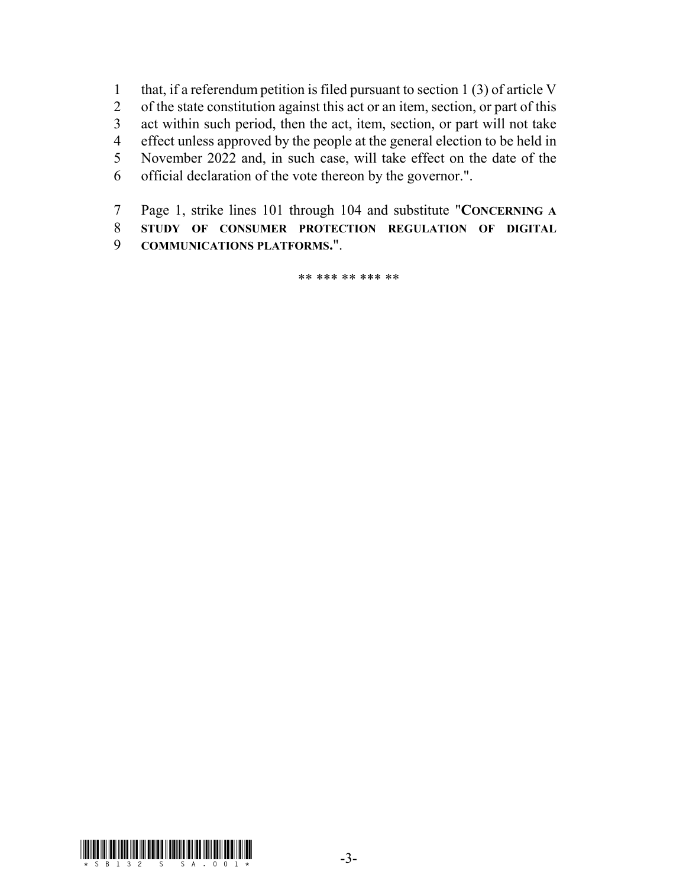1 that, if a referendum petition is filed pursuant to section 1 (3) of article V
2 of the state constitution against this act or an item, section, or part of this
3 act within such period, then the act, item, section, or part will not take
4 effect unless approved by the people at the general election to be held in
5 November 2022 and, in such case, will take effect on the date of the
6 official declaration of the vote thereon by the governor.".

7 Page 1, strike lines 101 through 104 and substitute "**CONCERNING A**
8 **STUDY OF CONSUMER PROTECTION REGULATION OF DIGITAL**
9 **COMMUNICATIONS PLATFORMS.**".

** *** ** *** **